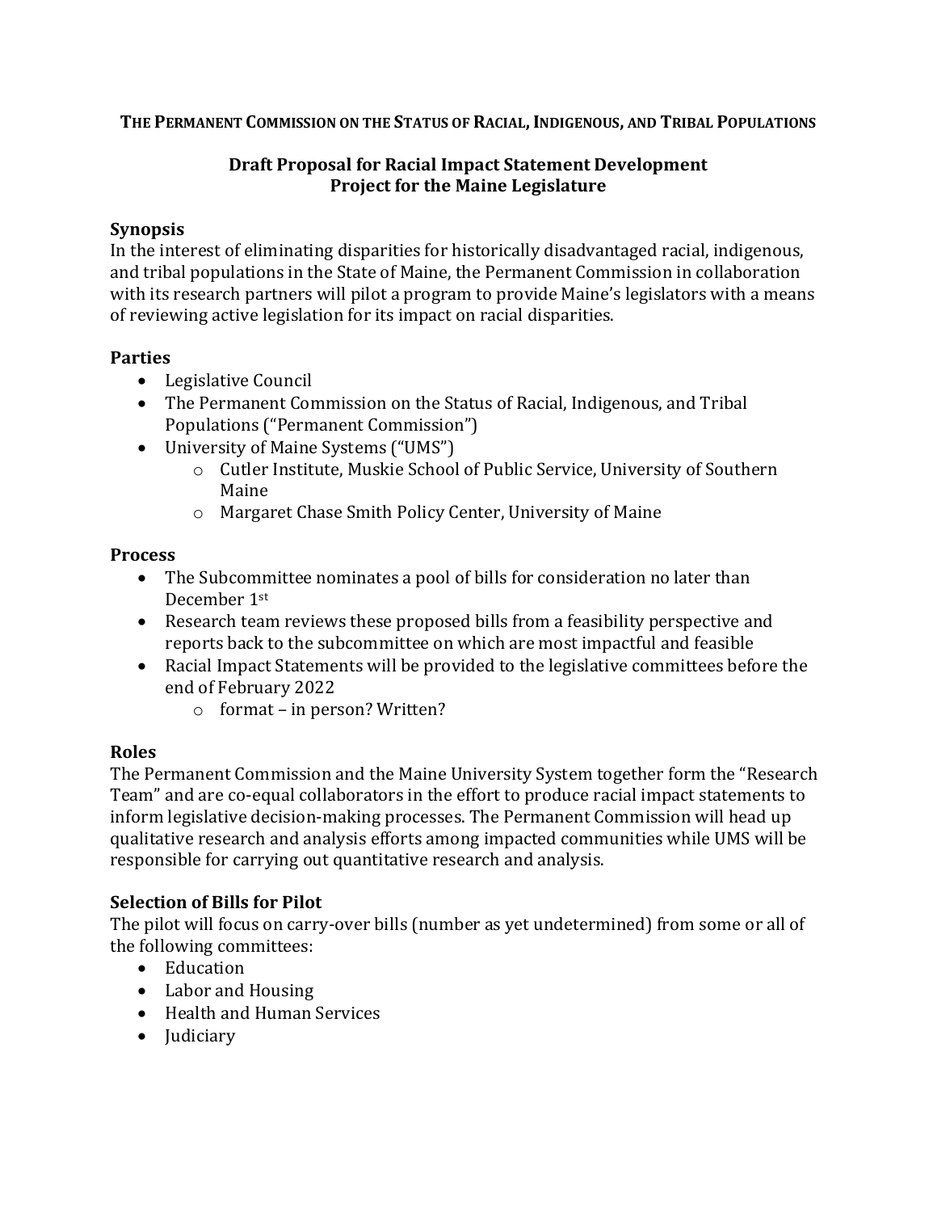**THE PERMANENT COMMISSION ON THE STATUS OF RACIAL, INDIGENOUS, AND TRIBAL POPULATIONS**

# Draft Proposal for Racial Impact Statement Development Project for the Maine Legislature

## Synopsis

In the interest of eliminating disparities for historically disadvantaged racial, indigenous, and tribal populations in the State of Maine, the Permanent Commission in collaboration with its research partners will pilot a program to provide Maine's legislators with a means of reviewing active legislation for its impact on racial disparities.

## Parties

- Legislative Council
- The Permanent Commission on the Status of Racial, Indigenous, and Tribal Populations ("Permanent Commission")
- University of Maine Systems ("UMS")
    - Cutler Institute, Muskie School of Public Service, University of Southern Maine
    - Margaret Chase Smith Policy Center, University of Maine

## Process

- The Subcommittee nominates a pool of bills for consideration no later than December 1st
- Research team reviews these proposed bills from a feasibility perspective and reports back to the subcommittee on which are most impactful and feasible
- Racial Impact Statements will be provided to the legislative committees before the end of February 2022
    - format – in person? Written?

## Roles

The Permanent Commission and the Maine University System together form the "Research Team" and are co-equal collaborators in the effort to produce racial impact statements to inform legislative decision-making processes. The Permanent Commission will head up qualitative research and analysis efforts among impacted communities while UMS will be responsible for carrying out quantitative research and analysis.

## Selection of Bills for Pilot

The pilot will focus on carry-over bills (number as yet undetermined) from some or all of the following committees:

- Education
- Labor and Housing
- Health and Human Services
- Judiciary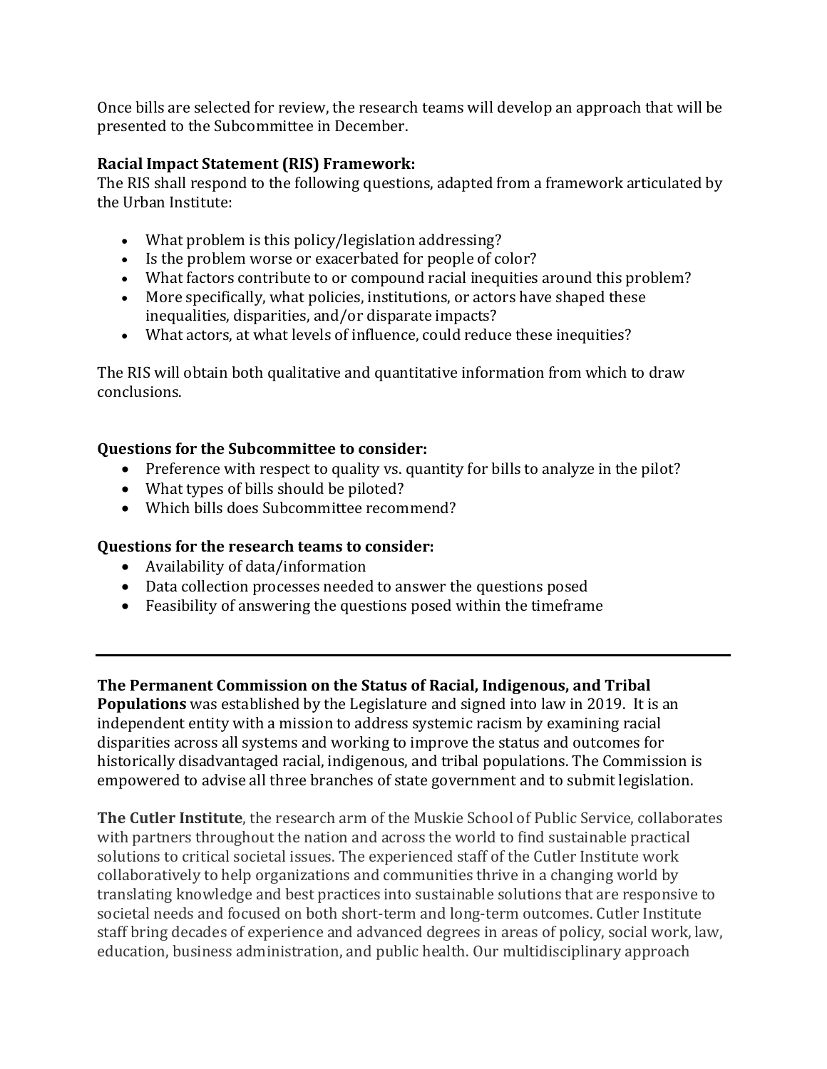Once bills are selected for review, the research teams will develop an approach that will be presented to the Subcommittee in December.

**Racial Impact Statement (RIS) Framework:**
The RIS shall respond to the following questions, adapted from a framework articulated by the Urban Institute:

- What problem is this policy/legislation addressing?
- Is the problem worse or exacerbated for people of color?
- What factors contribute to or compound racial inequities around this problem?
- More specifically, what policies, institutions, or actors have shaped these inequalities, disparities, and/or disparate impacts?
- What actors, at what levels of influence, could reduce these inequities?

The RIS will obtain both qualitative and quantitative information from which to draw conclusions.

**Questions for the Subcommittee to consider:**

- Preference with respect to quality vs. quantity for bills to analyze in the pilot?
- What types of bills should be piloted?
- Which bills does Subcommittee recommend?

**Questions for the research teams to consider:**

- Availability of data/information
- Data collection processes needed to answer the questions posed
- Feasibility of answering the questions posed within the timeframe

---

**The Permanent Commission on the Status of Racial, Indigenous, and Tribal Populations** was established by the Legislature and signed into law in 2019. It is an independent entity with a mission to address systemic racism by examining racial disparities across all systems and working to improve the status and outcomes for historically disadvantaged racial, indigenous, and tribal populations. The Commission is empowered to advise all three branches of state government and to submit legislation.

**The Cutler Institute**, the research arm of the Muskie School of Public Service, collaborates with partners throughout the nation and across the world to find sustainable practical solutions to critical societal issues. The experienced staff of the Cutler Institute work collaboratively to help organizations and communities thrive in a changing world by translating knowledge and best practices into sustainable solutions that are responsive to societal needs and focused on both short-term and long-term outcomes. Cutler Institute staff bring decades of experience and advanced degrees in areas of policy, social work, law, education, business administration, and public health. Our multidisciplinary approach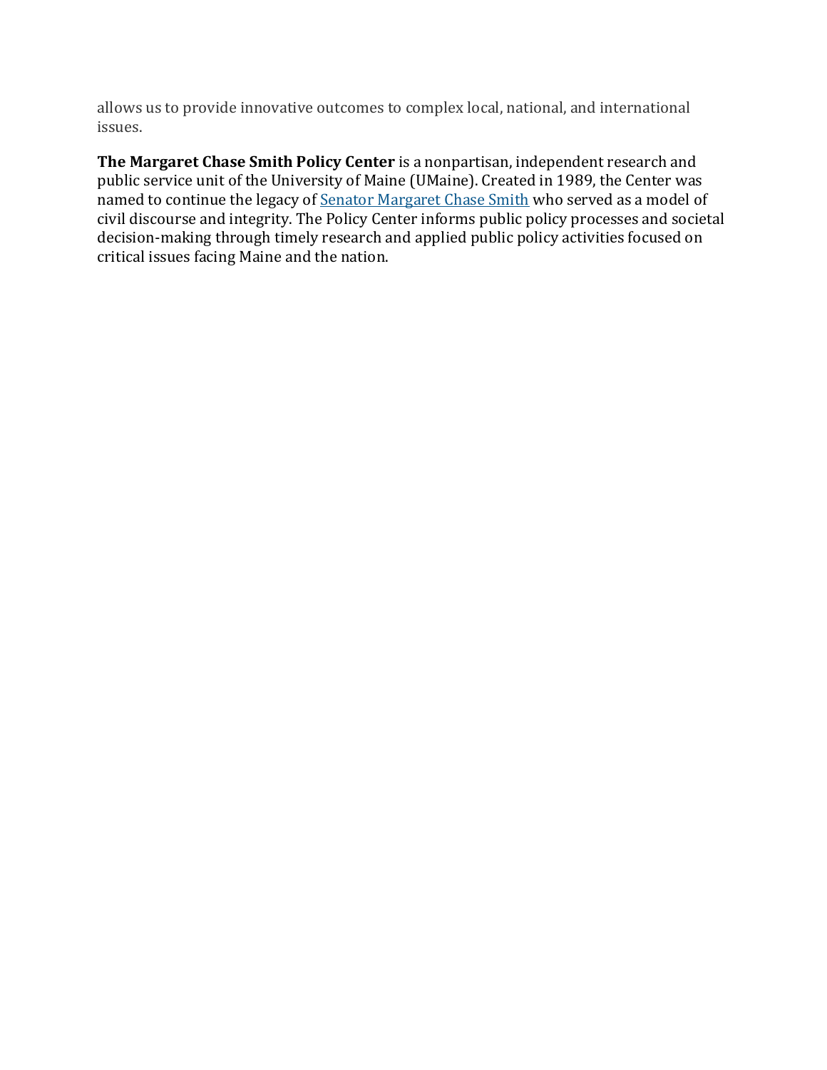allows us to provide innovative outcomes to complex local, national, and international issues.

**The Margaret Chase Smith Policy Center** is a nonpartisan, independent research and public service unit of the University of Maine (UMaine). Created in 1989, the Center was named to continue the legacy of Senator Margaret Chase Smith who served as a model of civil discourse and integrity. The Policy Center informs public policy processes and societal decision-making through timely research and applied public policy activities focused on critical issues facing Maine and the nation.